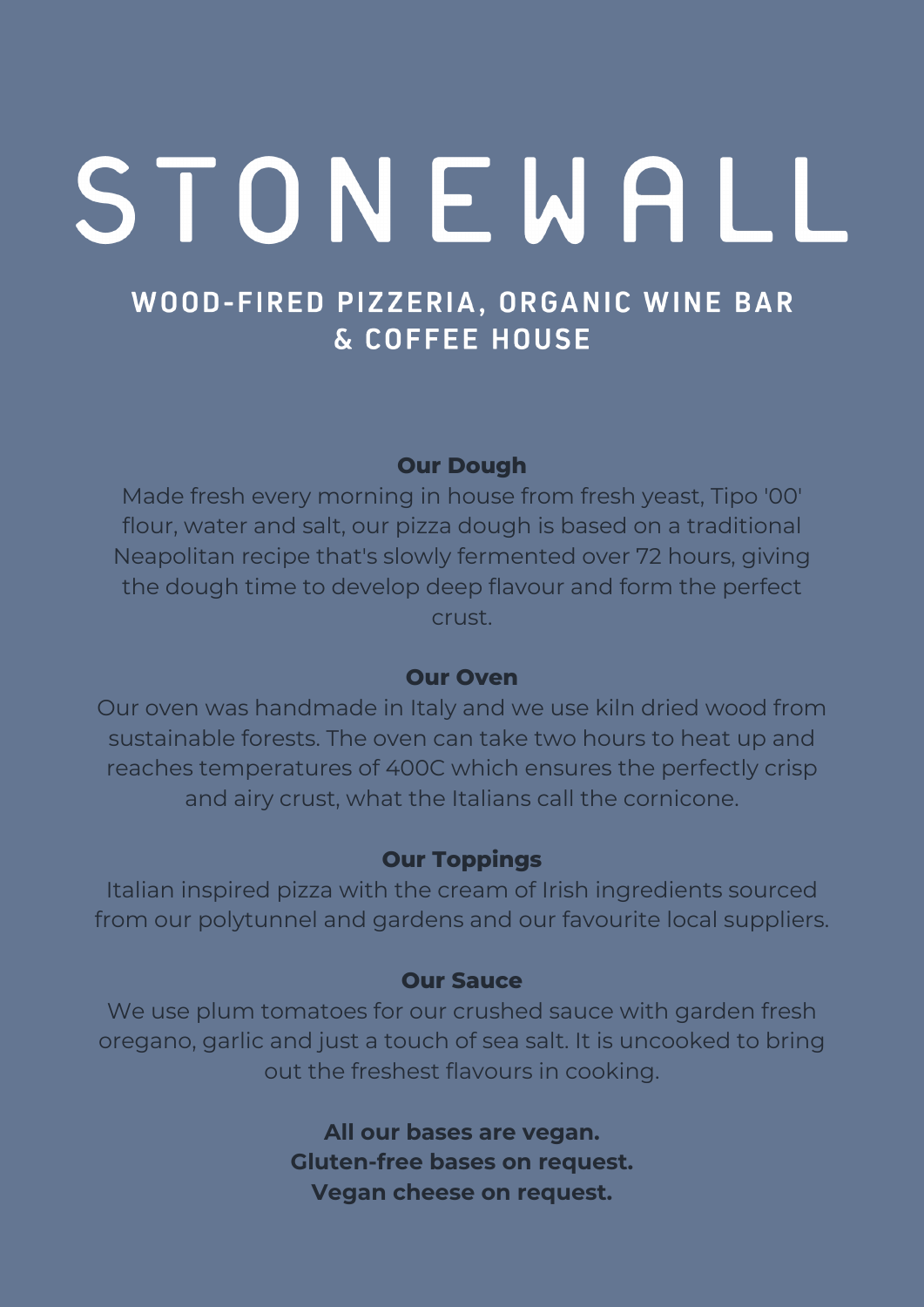# STONEWALL

## WOOD-FIRED PIZZERIA, ORGANIC WINE BAR & COFFEE HOUSE

**Our Dough**

Made fresh every morning in house from fresh yeast, Tipo '00' flour, water and salt, our pizza dough is based on a traditional Neapolitan recipe that's slowly fermented over 72 hours, giving the dough time to develop deep flavour and form the perfect crust.

**Our Oven**

Our oven was handmade in Italy and we use kiln dried wood from sustainable forests. The oven can take two hours to heat up and reaches temperatures of 400C which ensures the perfectly crisp and airy crust, what the Italians call the cornicone.

**Our Toppings**

Italian inspired pizza with the cream of Irish ingredients sourced from our polytunnel and gardens and our favourite local suppliers.

**Our Sauce**

We use plum tomatoes for our crushed sauce with garden fresh oregano, garlic and just a touch of sea salt. It is uncooked to bring out the freshest flavours in cooking.

**All our bases are vegan.**
**Gluten-free bases on request.**
**Vegan cheese on request.**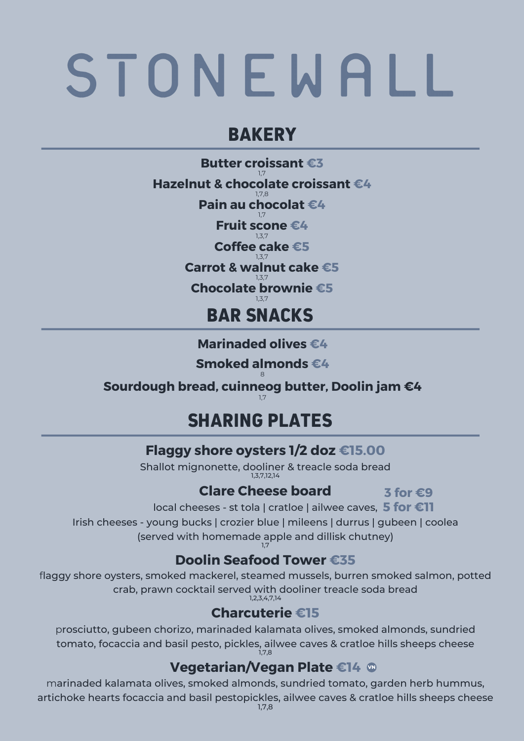# STONEWALL

## BAKERY

**Butter croissant €3**
1,7

**Hazelnut & chocolate croissant €4**
1,7,8

**Pain au chocolat €4**
1,7

**Fruit scone €4**
1,3,7

**Coffee cake €5**
1,3,7

**Carrot & walnut cake €5**
1,3,7

**Chocolate brownie €5**
1,3,7

## BAR SNACKS

**Marinaded olives €4**

**Smoked almonds €4**
8

**Sourdough bread, cuinneog butter, Doolin jam €4**
1,7

## SHARING PLATES

**Flaggy shore oysters 1/2 doz €15.00**
Shallot mignonette, dooliner & treacle soda bread
1,3,7,12,14

**Clare Cheese board** **3 for €9** **5 for €11**
local cheeses - st tola | cratloe | ailwee caves,
Irish cheeses - young bucks | crozier blue | mileens | durrus | gubeen | coolea
(served with homemade apple and dillisk chutney)
1,7

**Doolin Seafood Tower €35**
flaggy shore oysters, smoked mackerel, steamed mussels, burren smoked salmon, potted crab, prawn cocktail served with dooliner treacle soda bread
1,2,3,4,7,14

**Charcuterie €15**
prosciutto, gubeen chorizo, marinaded kalamata olives, smoked almonds, sundried tomato, focaccia and basil pesto, pickles, ailwee caves & cratloe hills sheeps cheese
1,7,8

**Vegetarian/Vegan Plate €14** VN
marinaded kalamata olives, smoked almonds, sundried tomato, garden herb hummus, artichoke hearts focaccia and basil pestopickles, ailwee caves & cratloe hills sheeps cheese
1,7,8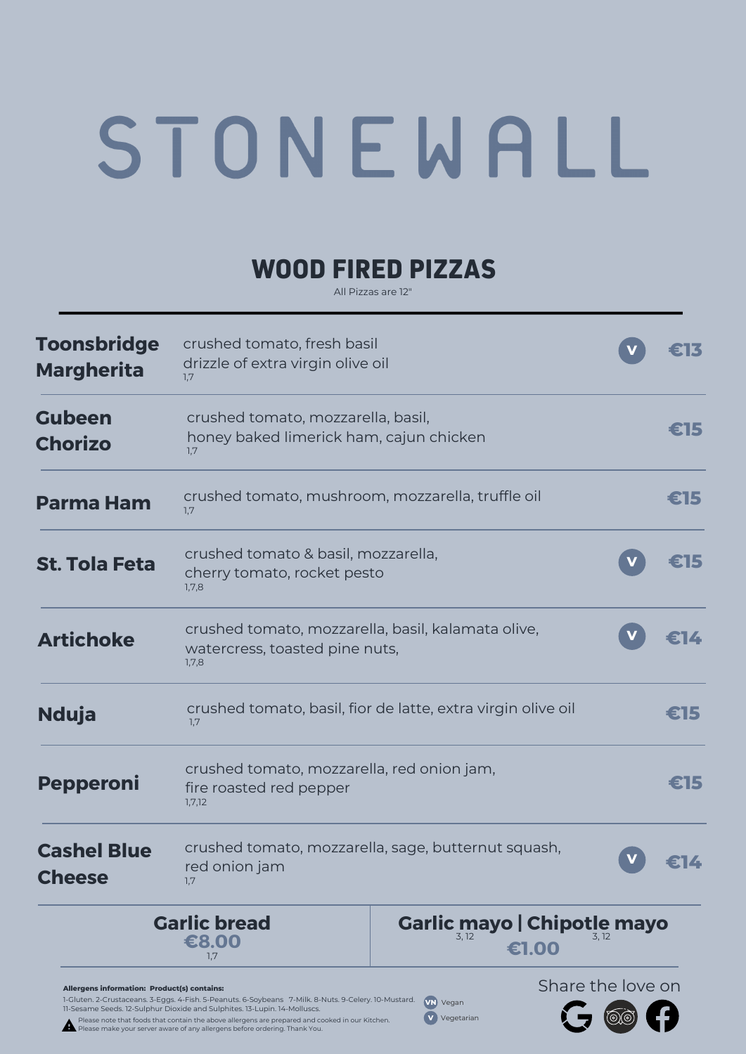# STONEWALL

## WOOD FIRED PIZZAS

All Pizzas are 12"

| Pizza | Description | | Price |
|---|---|---|---|
| **Toonsbridge Margherita** | crushed tomato, fresh basil drizzle of extra virgin olive oil 1,7 | V | €13 |
| **Gubeen Chorizo** | crushed tomato, mozzarella, basil, honey baked limerick ham, cajun chicken 1,7 | | €15 |
| **Parma Ham** | crushed tomato, mushroom, mozzarella, truffle oil 1,7 | | €15 |
| **St. Tola Feta** | crushed tomato & basil, mozzarella, cherry tomato, rocket pesto 1,7,8 | V | €15 |
| **Artichoke** | crushed tomato, mozzarella, basil, kalamata olive, watercress, toasted pine nuts, 1,7,8 | V | €14 |
| **Nduja** | crushed tomato, basil, fior de latte, extra virgin olive oil 1,7 | | €15 |
| **Pepperoni** | crushed tomato, mozzarella, red onion jam, fire roasted red pepper 1,7,12 | | €15 |
| **Cashel Blue Cheese** | crushed tomato, mozzarella, sage, butternut squash, red onion jam 1,7 | V | €14 |

**Garlic bread** €8.00 1,7

**Garlic mayo** 3, 12 | **Chipotle mayo** 3, 12 €1.00

**Allergens information: Product(s) contains:**

1-Gluten. 2-Crustaceans. 3-Eggs. 4-Fish. 5-Peanuts. 6-Soybeans 7-Milk. 8-Nuts. 9-Celery. 10-Mustard. 11-Sesame Seeds. 12-Sulphur Dioxide and Sulphites. 13-Lupin. 14-Molluscs.

⚠ Please note that foods that contain the above allergens are prepared and cooked in our Kitchen. Please make your server aware of any allergens before ordering. Thank You.

VN Vegan

V Vegetarian

Share the love on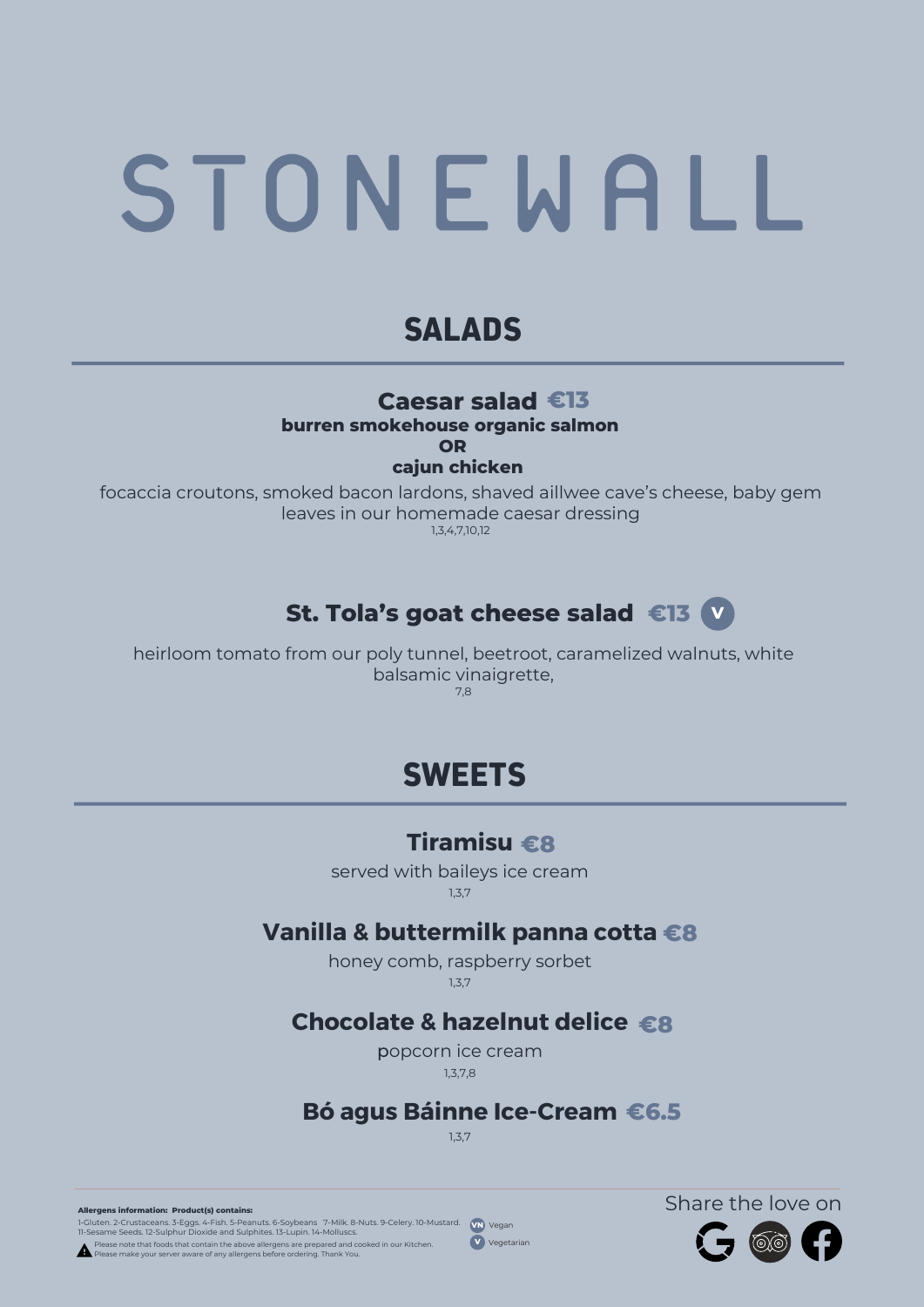# STONEWALL

## SALADS

### Caesar salad €13

**burren smokehouse organic salmon**
**OR**
**cajun chicken**

focaccia croutons, smoked bacon lardons, shaved aillwee cave's cheese, baby gem leaves in our homemade caesar dressing
1,3,4,7,10,12

### St. Tola's goat cheese salad €13 (V)

heirloom tomato from our poly tunnel, beetroot, caramelized walnuts, white balsamic vinaigrette,
7,8

## SWEETS

### Tiramisu €8

served with baileys ice cream
1,3,7

### Vanilla & buttermilk panna cotta €8

honey comb, raspberry sorbet
1,3,7

### Chocolate & hazelnut delice €8

popcorn ice cream
1,3,7,8

### Bó agus Báinne Ice-Cream €6.5

1,3,7

**Allergens information: Product(s) contains:**
1-Gluten. 2-Crustaceans. 3-Eggs. 4-Fish. 5-Peanuts. 6-Soybeans 7-Milk. 8-Nuts. 9-Celery. 10-Mustard. 11-Sesame Seeds. 12-Sulphur Dioxide and Sulphites. 13-Lupin. 14-Molluscs.

Please note that foods that contain the above allergens are prepared and cooked in our Kitchen. Please make your server aware of any allergens before ordering. Thank You.

VN Vegan
V Vegetarian

Share the love on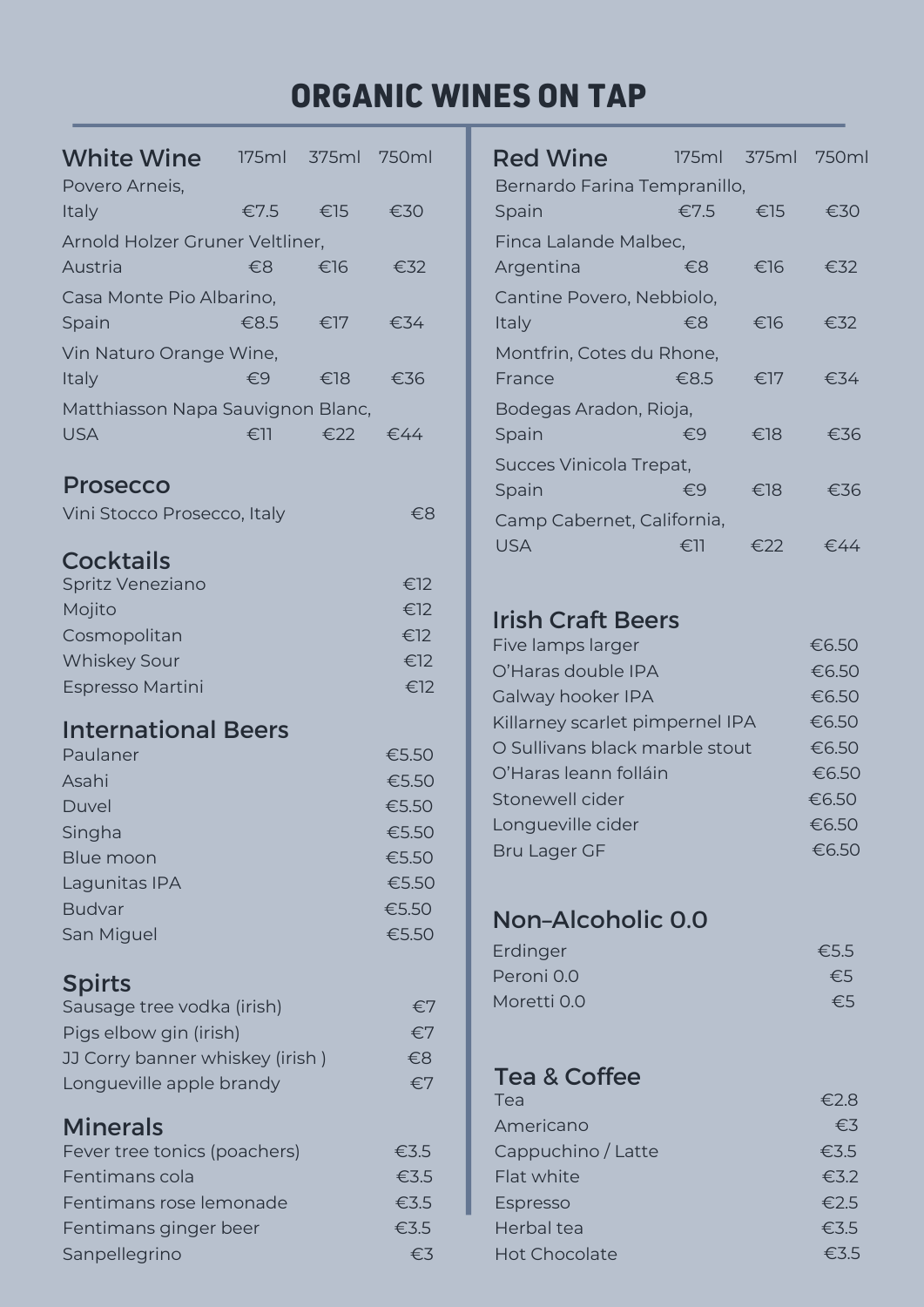# ORGANIC WINES ON TAP

## White Wine

| White Wine | 175ml | 375ml | 750ml |
|---|---|---|---|
| Povero Arneis, Italy | €7.5 | €15 | €30 |
| Arnold Holzer Gruner Veltliner, Austria | €8 | €16 | €32 |
| Casa Monte Pio Albarino, Spain | €8.5 | €17 | €34 |
| Vin Naturo Orange Wine, Italy | €9 | €18 | €36 |
| Matthiasson Napa Sauvignon Blanc, USA | €11 | €22 | €44 |

## Prosecco

| | |
|---|---|
| Vini Stocco Prosecco, Italy | €8 |

## Cocktails

| | |
|---|---|
| Spritz Veneziano | €12 |
| Mojito | €12 |
| Cosmopolitan | €12 |
| Whiskey Sour | €12 |
| Espresso Martini | €12 |

## International Beers

| | |
|---|---|
| Paulaner | €5.50 |
| Asahi | €5.50 |
| Duvel | €5.50 |
| Singha | €5.50 |
| Blue moon | €5.50 |
| Lagunitas IPA | €5.50 |
| Budvar | €5.50 |
| San Miguel | €5.50 |

## Spirts

| | |
|---|---|
| Sausage tree vodka (irish) | €7 |
| Pigs elbow gin (irish) | €7 |
| JJ Corry banner whiskey (irish ) | €8 |
| Longueville apple brandy | €7 |

## Minerals

| | |
|---|---|
| Fever tree tonics (poachers) | €3.5 |
| Fentimans cola | €3.5 |
| Fentimans rose lemonade | €3.5 |
| Fentimans ginger beer | €3.5 |
| Sanpellegrino | €3 |

## Red Wine

| Red Wine | 175ml | 375ml | 750ml |
|---|---|---|---|
| Bernardo Farina Tempranillo, Spain | €7.5 | €15 | €30 |
| Finca Lalande Malbec, Argentina | €8 | €16 | €32 |
| Cantine Povero, Nebbiolo, Italy | €8 | €16 | €32 |
| Montfrin, Cotes du Rhone, France | €8.5 | €17 | €34 |
| Bodegas Aradon, Rioja, Spain | €9 | €18 | €36 |
| Succes Vinicola Trepat, Spain | €9 | €18 | €36 |
| Camp Cabernet, California, USA | €11 | €22 | €44 |

## Irish Craft Beers

| | |
|---|---|
| Five lamps larger | €6.50 |
| O'Haras double IPA | €6.50 |
| Galway hooker IPA | €6.50 |
| Killarney scarlet pimpernel IPA | €6.50 |
| O Sullivans black marble stout | €6.50 |
| O'Haras leann folláin | €6.50 |
| Stonewell cider | €6.50 |
| Longueville cider | €6.50 |
| Bru Lager GF | €6.50 |

## Non–Alcoholic 0.0

| | |
|---|---|
| Erdinger | €5.5 |
| Peroni 0.0 | €5 |
| Moretti 0.0 | €5 |

## Tea & Coffee

| | |
|---|---|
| Tea | €2.8 |
| Americano | €3 |
| Cappuchino / Latte | €3.5 |
| Flat white | €3.2 |
| Espresso | €2.5 |
| Herbal tea | €3.5 |
| Hot Chocolate | €3.5 |